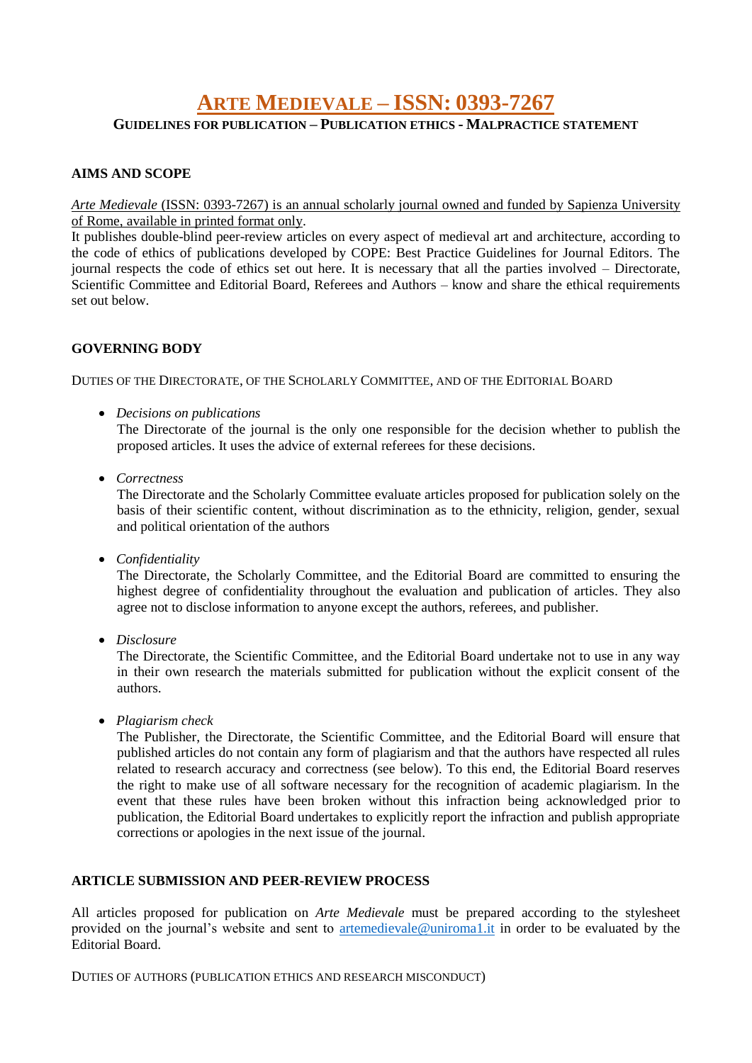# Arte Medievale – ISSN: 0393-7267

### Guidelines for publication – Publication ethics - Malpractice statement

## AIMS AND SCOPE

*Arte Medievale* (ISSN: 0393-7267) is an annual scholarly journal owned and funded by Sapienza University of Rome, available in printed format only.
It publishes double-blind peer-review articles on every aspect of medieval art and architecture, according to the code of ethics of publications developed by COPE: Best Practice Guidelines for Journal Editors. The journal respects the code of ethics set out here. It is necessary that all the parties involved – Directorate, Scientific Committee and Editorial Board, Referees and Authors – know and share the ethical requirements set out below.

## GOVERNING BODY

Duties of the Directorate, of the Scholarly Committee, and of the Editorial Board

- *Decisions on publications*
  The Directorate of the journal is the only one responsible for the decision whether to publish the proposed articles. It uses the advice of external referees for these decisions.

- *Correctness*
  The Directorate and the Scholarly Committee evaluate articles proposed for publication solely on the basis of their scientific content, without discrimination as to the ethnicity, religion, gender, sexual and political orientation of the authors

- *Confidentiality*
  The Directorate, the Scholarly Committee, and the Editorial Board are committed to ensuring the highest degree of confidentiality throughout the evaluation and publication of articles. They also agree not to disclose information to anyone except the authors, referees, and publisher.

- *Disclosure*
  The Directorate, the Scientific Committee, and the Editorial Board undertake not to use in any way in their own research the materials submitted for publication without the explicit consent of the authors.

- *Plagiarism check*
  The Publisher, the Directorate, the Scientific Committee, and the Editorial Board will ensure that published articles do not contain any form of plagiarism and that the authors have respected all rules related to research accuracy and correctness (see below). To this end, the Editorial Board reserves the right to make use of all software necessary for the recognition of academic plagiarism. In the event that these rules have been broken without this infraction being acknowledged prior to publication, the Editorial Board undertakes to explicitly report the infraction and publish appropriate corrections or apologies in the next issue of the journal.

## ARTICLE SUBMISSION AND PEER-REVIEW PROCESS

All articles proposed for publication on *Arte Medievale* must be prepared according to the stylesheet provided on the journal's website and sent to artemedievale@uniroma1.it in order to be evaluated by the Editorial Board.

Duties of Authors (publication ethics and research misconduct)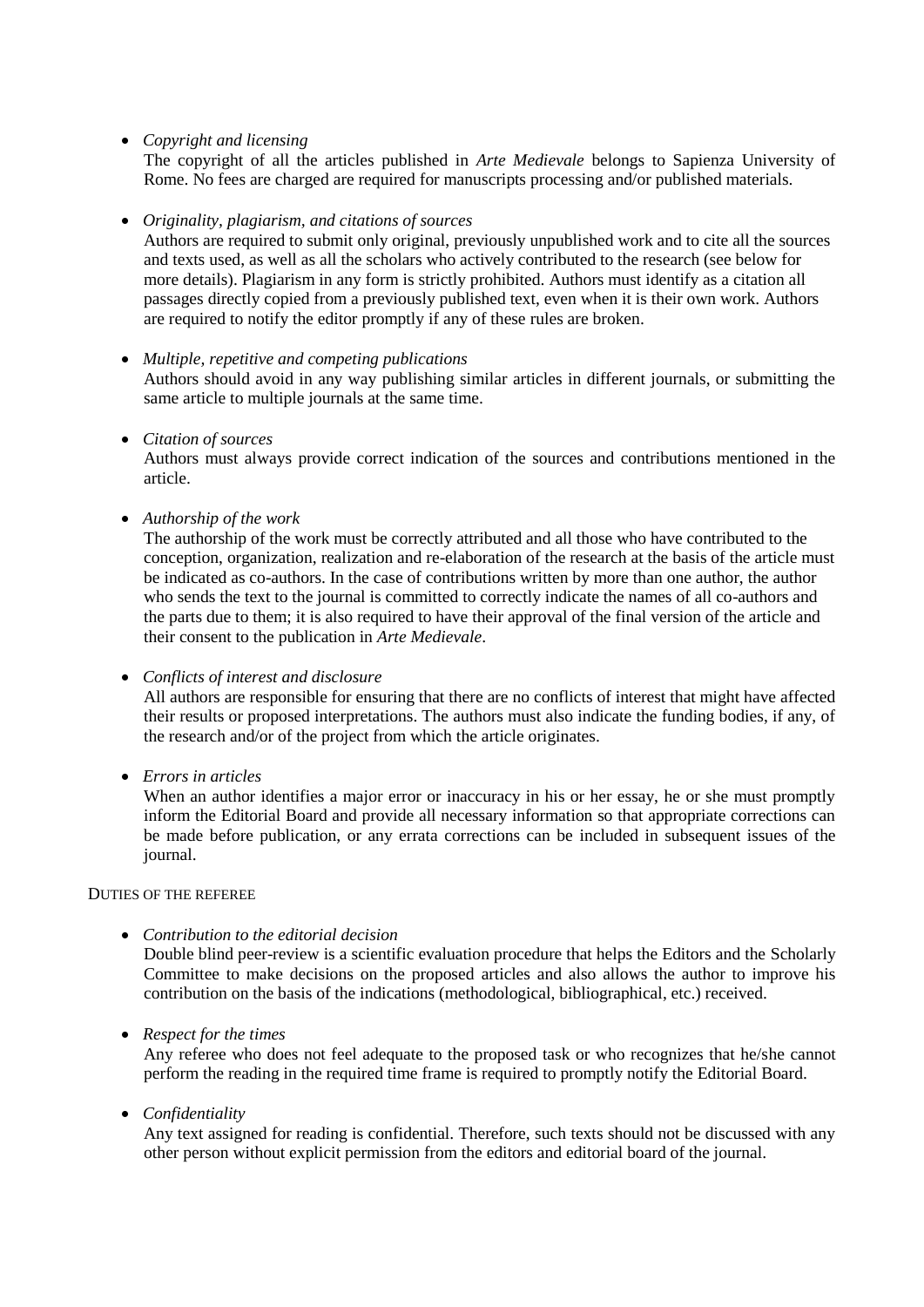- *Copyright and licensing*

  The copyright of all the articles published in *Arte Medievale* belongs to Sapienza University of Rome. No fees are charged are required for manuscripts processing and/or published materials.

- *Originality, plagiarism, and citations of sources*

  Authors are required to submit only original, previously unpublished work and to cite all the sources and texts used, as well as all the scholars who actively contributed to the research (see below for more details). Plagiarism in any form is strictly prohibited. Authors must identify as a citation all passages directly copied from a previously published text, even when it is their own work. Authors are required to notify the editor promptly if any of these rules are broken.

- *Multiple, repetitive and competing publications*

  Authors should avoid in any way publishing similar articles in different journals, or submitting the same article to multiple journals at the same time.

- *Citation of sources*

  Authors must always provide correct indication of the sources and contributions mentioned in the article.

- *Authorship of the work*

  The authorship of the work must be correctly attributed and all those who have contributed to the conception, organization, realization and re-elaboration of the research at the basis of the article must be indicated as co-authors. In the case of contributions written by more than one author, the author who sends the text to the journal is committed to correctly indicate the names of all co-authors and the parts due to them; it is also required to have their approval of the final version of the article and their consent to the publication in *Arte Medievale*.

- *Conflicts of interest and disclosure*

  All authors are responsible for ensuring that there are no conflicts of interest that might have affected their results or proposed interpretations. The authors must also indicate the funding bodies, if any, of the research and/or of the project from which the article originates.

- *Errors in articles*

  When an author identifies a major error or inaccuracy in his or her essay, he or she must promptly inform the Editorial Board and provide all necessary information so that appropriate corrections can be made before publication, or any errata corrections can be included in subsequent issues of the journal.

DUTIES OF THE REFEREE

- *Contribution to the editorial decision*

  Double blind peer-review is a scientific evaluation procedure that helps the Editors and the Scholarly Committee to make decisions on the proposed articles and also allows the author to improve his contribution on the basis of the indications (methodological, bibliographical, etc.) received.

- *Respect for the times*

  Any referee who does not feel adequate to the proposed task or who recognizes that he/she cannot perform the reading in the required time frame is required to promptly notify the Editorial Board.

- *Confidentiality*

  Any text assigned for reading is confidential. Therefore, such texts should not be discussed with any other person without explicit permission from the editors and editorial board of the journal.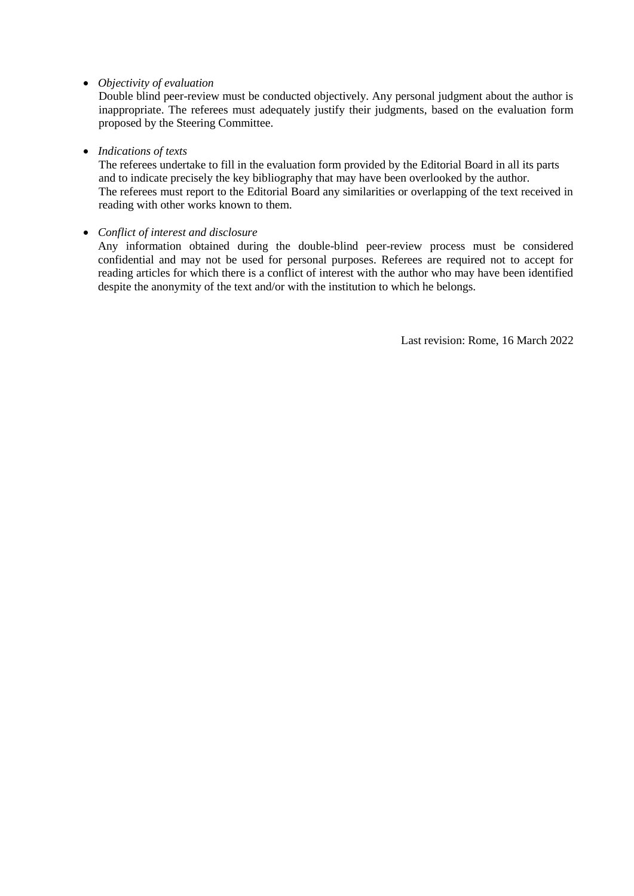- *Objectivity of evaluation*
  Double blind peer-review must be conducted objectively. Any personal judgment about the author is inappropriate. The referees must adequately justify their judgments, based on the evaluation form proposed by the Steering Committee.

- *Indications of texts*
  The referees undertake to fill in the evaluation form provided by the Editorial Board in all its parts and to indicate precisely the key bibliography that may have been overlooked by the author.
  The referees must report to the Editorial Board any similarities or overlapping of the text received in reading with other works known to them.

- *Conflict of interest and disclosure*
  Any information obtained during the double-blind peer-review process must be considered confidential and may not be used for personal purposes. Referees are required not to accept for reading articles for which there is a conflict of interest with the author who may have been identified despite the anonymity of the text and/or with the institution to which he belongs.

Last revision: Rome, 16 March 2022